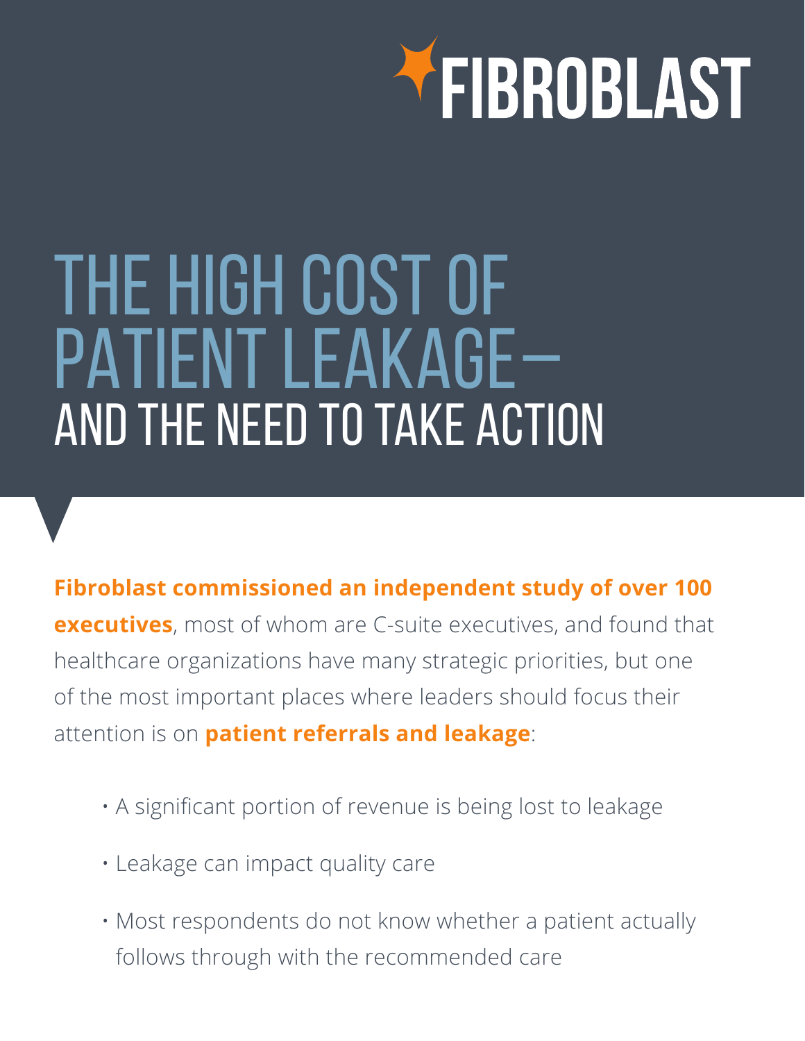FIBROBLAST

# THE HIGH COST OF PATIENT LEAKAGE— AND THE NEED TO TAKE ACTION

**Fibroblast commissioned an independent study of over 100 executives**, most of whom are C-suite executives, and found that healthcare organizations have many strategic priorities, but one of the most important places where leaders should focus their attention is on **patient referrals and leakage**:

- A significant portion of revenue is being lost to leakage
- Leakage can impact quality care
- Most respondents do not know whether a patient actually follows through with the recommended care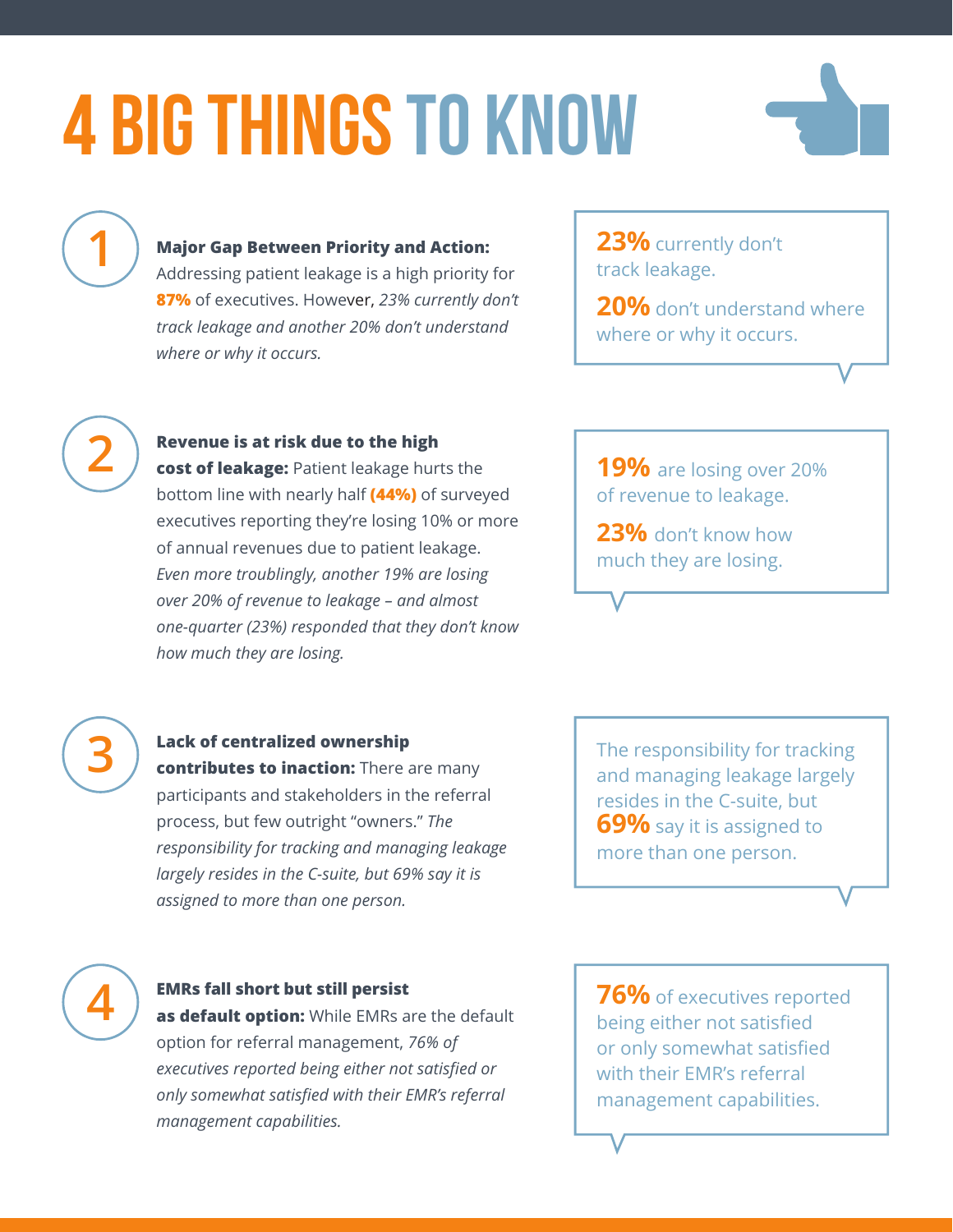# 4 BIG THINGS TO KNOW

## 1

**Major Gap Between Priority and Action:** Addressing patient leakage is a high priority for **87%** of executives. However, *23% currently don't track leakage and another 20% don't understand where or why it occurs.*

> **23%** currently don't track leakage.
>
> **20%** don't understand where where or why it occurs.

## 2

**Revenue is at risk due to the high cost of leakage:** Patient leakage hurts the bottom line with nearly half **(44%)** of surveyed executives reporting they're losing 10% or more of annual revenues due to patient leakage. *Even more troublingly, another 19% are losing over 20% of revenue to leakage – and almost one-quarter (23%) responded that they don't know how much they are losing.*

> **19%** are losing over 20% of revenue to leakage.
>
> **23%** don't know how much they are losing.

## 3

**Lack of centralized ownership contributes to inaction:** There are many participants and stakeholders in the referral process, but few outright "owners." *The responsibility for tracking and managing leakage largely resides in the C-suite, but 69% say it is assigned to more than one person.*

> The responsibility for tracking and managing leakage largely resides in the C-suite, but **69%** say it is assigned to more than one person.

## 4

**EMRs fall short but still persist as default option:** While EMRs are the default option for referral management, *76% of executives reported being either not satisfied or only somewhat satisfied with their EMR's referral management capabilities.*

> **76%** of executives reported being either not satisfied or only somewhat satisfied with their EMR's referral management capabilities.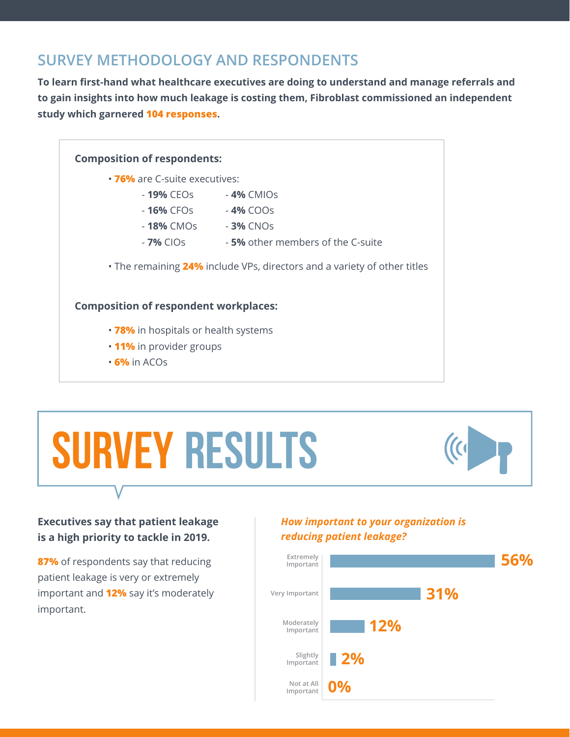## SURVEY METHODOLOGY AND RESPONDENTS

**To learn first-hand what healthcare executives are doing to understand and manage referrals and to gain insights into how much leakage is costing them, Fibroblast commissioned an independent study which garnered 104 responses.**

**Composition of respondents:**

- **76%** are C-suite executives:
  - **19%** CEOs
  - **16%** CFOs
  - **18%** CMOs
  - **7%** CIOs
  - **4%** CMIOs
  - **4%** COOs
  - **3%** CNOs
  - **5%** other members of the C-suite
- The remaining **24%** include VPs, directors and a variety of other titles

**Composition of respondent workplaces:**

- **78%** in hospitals or health systems
- **11%** in provider groups
- **6%** in ACOs

# SURVEY RESULTS

**Executives say that patient leakage is a high priority to tackle in 2019.**

**87%** of respondents say that reducing patient leakage is very or extremely important and **12%** say it's moderately important.

***How important to your organization is reducing patient leakage?***

| Response | Percentage |
|---|---|
| Extremely Important | 56% |
| Very Important | 31% |
| Moderately Important | 12% |
| Slightly Important | 2% |
| Not at All Important | 0% |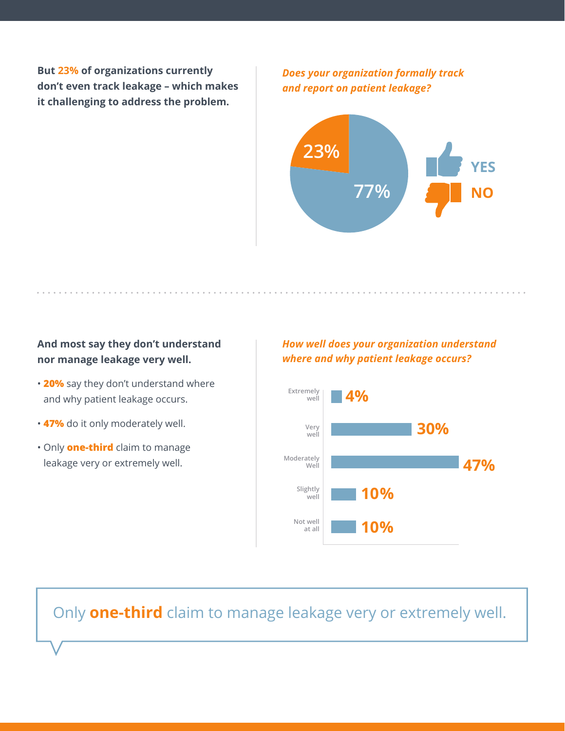**But 23% of organizations currently don't even track leakage – which makes it challenging to address the problem.**

***Does your organization formally track and report on patient leakage?***

| Response | Percentage |
|---|---|
| YES | 77% |
| NO | 23% |

---

**And most say they don't understand nor manage leakage very well.**

- **20%** say they don't understand where and why patient leakage occurs.
- **47%** do it only moderately well.
- Only **one-third** claim to manage leakage very or extremely well.

***How well does your organization understand where and why patient leakage occurs?***

| Response | Percentage |
|---|---|
| Extremely well | 4% |
| Very well | 30% |
| Moderately Well | 47% |
| Slightly well | 10% |
| Not well at all | 10% |

> Only **one-third** claim to manage leakage very or extremely well.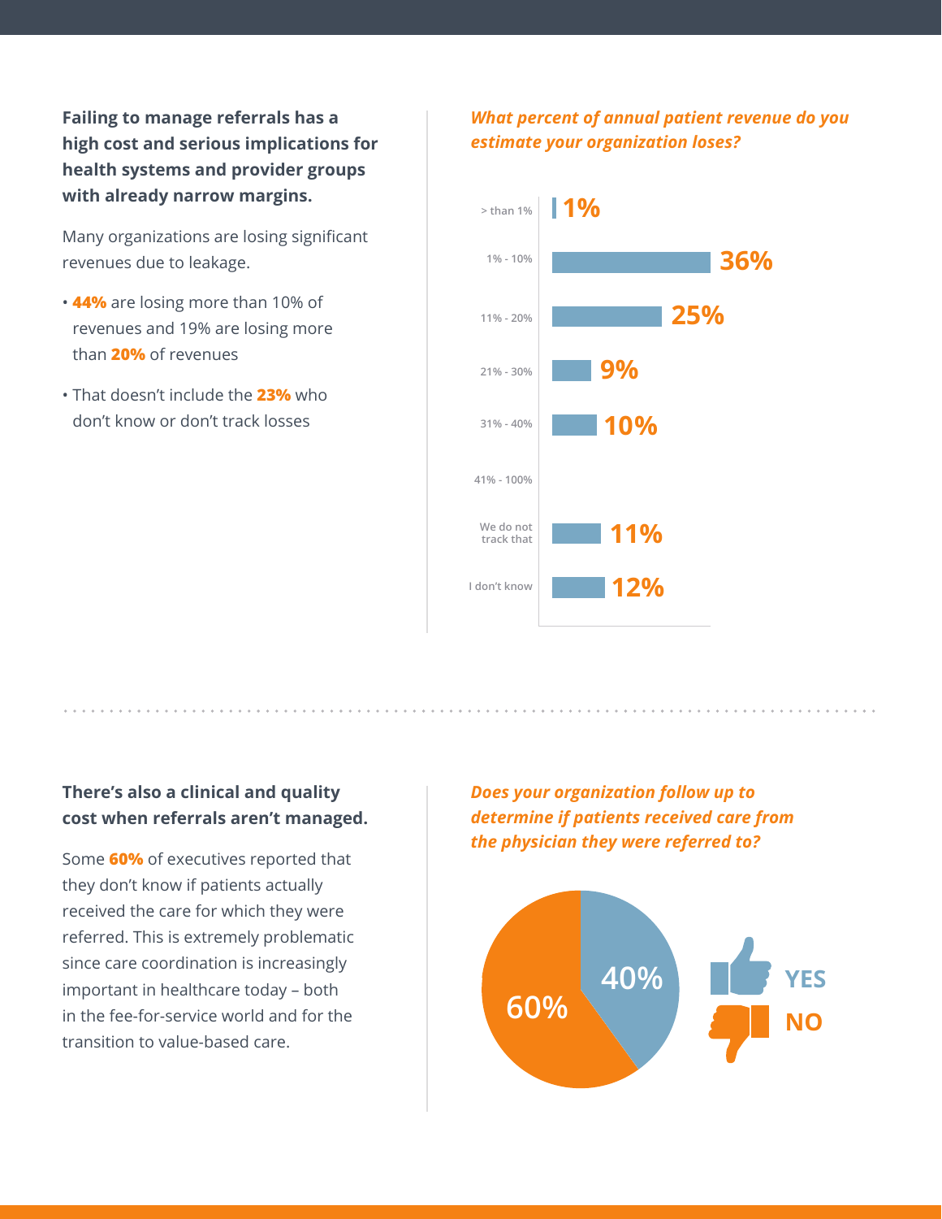**Failing to manage referrals has a high cost and serious implications for health systems and provider groups with already narrow margins.**

Many organizations are losing significant revenues due to leakage.

- **44%** are losing more than 10% of revenues and 19% are losing more than **20%** of revenues
- That doesn't include the **23%** who don't know or don't track losses

***What percent of annual patient revenue do you estimate your organization loses?***

| Response | Percent |
| --- | --- |
| > than 1% | 1% |
| 1% - 10% | 36% |
| 11% - 20% | 25% |
| 21% - 30% | 9% |
| 31% - 40% | 10% |
| 41% - 100% | |
| We do not track that | 11% |
| I don't know | 12% |

**There's also a clinical and quality cost when referrals aren't managed.**

Some **60%** of executives reported that they don't know if patients actually received the care for which they were referred. This is extremely problematic since care coordination is increasingly important in healthcare today – both in the fee-for-service world and for the transition to value-based care.

***Does your organization follow up to determine if patients received care from the physician they were referred to?***

| Response | Percent |
| --- | --- |
| YES | 40% |
| NO | 60% |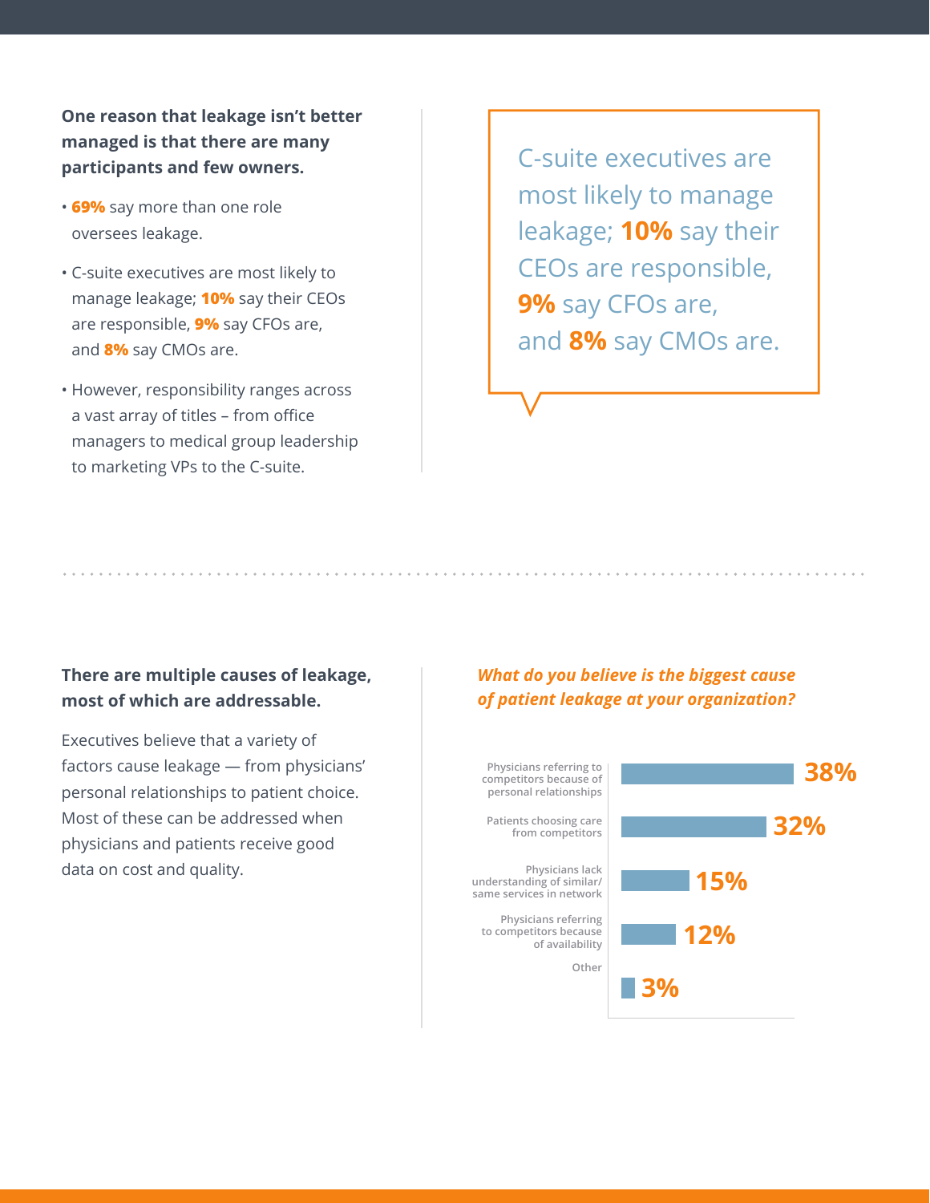**One reason that leakage isn't better managed is that there are many participants and few owners.**

- **69%** say more than one role oversees leakage.
- C-suite executives are most likely to manage leakage; **10%** say their CEOs are responsible, **9%** say CFOs are, and **8%** say CMOs are.
- However, responsibility ranges across a vast array of titles – from office managers to medical group leadership to marketing VPs to the C-suite.

C-suite executives are most likely to manage leakage; **10%** say their CEOs are responsible, **9%** say CFOs are, and **8%** say CMOs are.

---

**There are multiple causes of leakage, most of which are addressable.**

Executives believe that a variety of factors cause leakage — from physicians' personal relationships to patient choice. Most of these can be addressed when physicians and patients receive good data on cost and quality.

***What do you believe is the biggest cause of patient leakage at your organization?***

| Cause | % |
|---|---|
| Physicians referring to competitors because of personal relationships | 38% |
| Patients choosing care from competitors | 32% |
| Physicians lack understanding of similar/same services in network | 15% |
| Physicians referring to competitors because of availability | 12% |
| Other | 3% |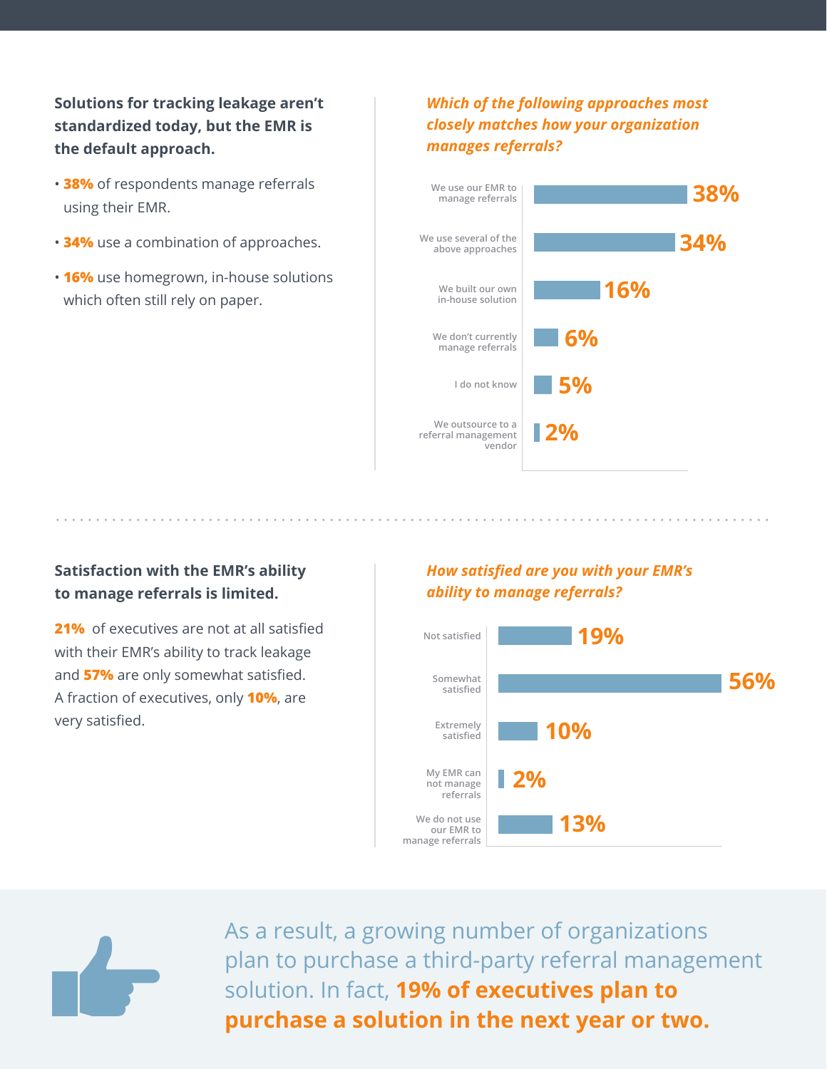**Solutions for tracking leakage aren't standardized today, but the EMR is the default approach.**

- **38%** of respondents manage referrals using their EMR.
- **34%** use a combination of approaches.
- **16%** use homegrown, in-house solutions which often still rely on paper.

*Which of the following approaches most closely matches how your organization manages referrals?*

| Approach | Percentage |
| --- | --- |
| We use our EMR to manage referrals | 38% |
| We use several of the above approaches | 34% |
| We built our own in-house solution | 16% |
| We don't currently manage referrals | 6% |
| I do not know | 5% |
| We outsource to a referral management vendor | 2% |

**Satisfaction with the EMR's ability to manage referrals is limited.**

**21%** of executives are not at all satisfied with their EMR's ability to track leakage and **57%** are only somewhat satisfied. A fraction of executives, only **10%**, are very satisfied.

*How satisfied are you with your EMR's ability to manage referrals?*

| Response | Percentage |
| --- | --- |
| Not satisfied | 19% |
| Somewhat satisfied | 56% |
| Extremely satisfied | 10% |
| My EMR can not manage referrals | 2% |
| We do not use our EMR to manage referrals | 13% |

As a result, a growing number of organizations plan to purchase a third-party referral management solution. In fact, **19% of executives plan to purchase a solution in the next year or two.**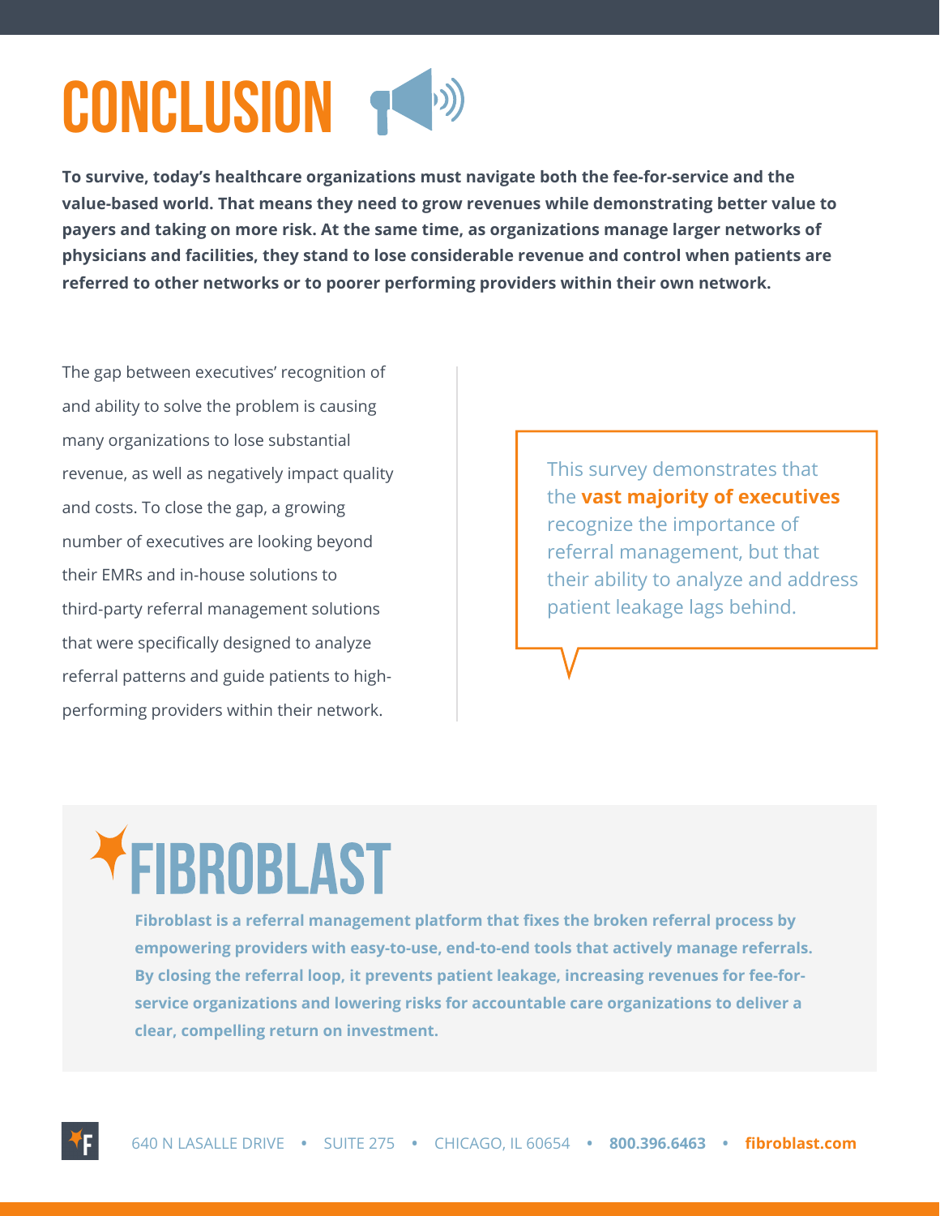# CONCLUSION

**To survive, today's healthcare organizations must navigate both the fee-for-service and the value-based world. That means they need to grow revenues while demonstrating better value to payers and taking on more risk. At the same time, as organizations manage larger networks of physicians and facilities, they stand to lose considerable revenue and control when patients are referred to other networks or to poorer performing providers within their own network.**

The gap between executives' recognition of and ability to solve the problem is causing many organizations to lose substantial revenue, as well as negatively impact quality and costs. To close the gap, a growing number of executives are looking beyond their EMRs and in-house solutions to third-party referral management solutions that were specifically designed to analyze referral patterns and guide patients to high-performing providers within their network.

This survey demonstrates that the **vast majority of executives** recognize the importance of referral management, but that their ability to analyze and address patient leakage lags behind.

## FIBROBLAST

**Fibroblast is a referral management platform that fixes the broken referral process by empowering providers with easy-to-use, end-to-end tools that actively manage referrals. By closing the referral loop, it prevents patient leakage, increasing revenues for fee-for-service organizations and lowering risks for accountable care organizations to deliver a clear, compelling return on investment.**

640 N LASALLE DRIVE • SUITE 275 • CHICAGO, IL 60654 • **800.396.6463** • **fibroblast.com**